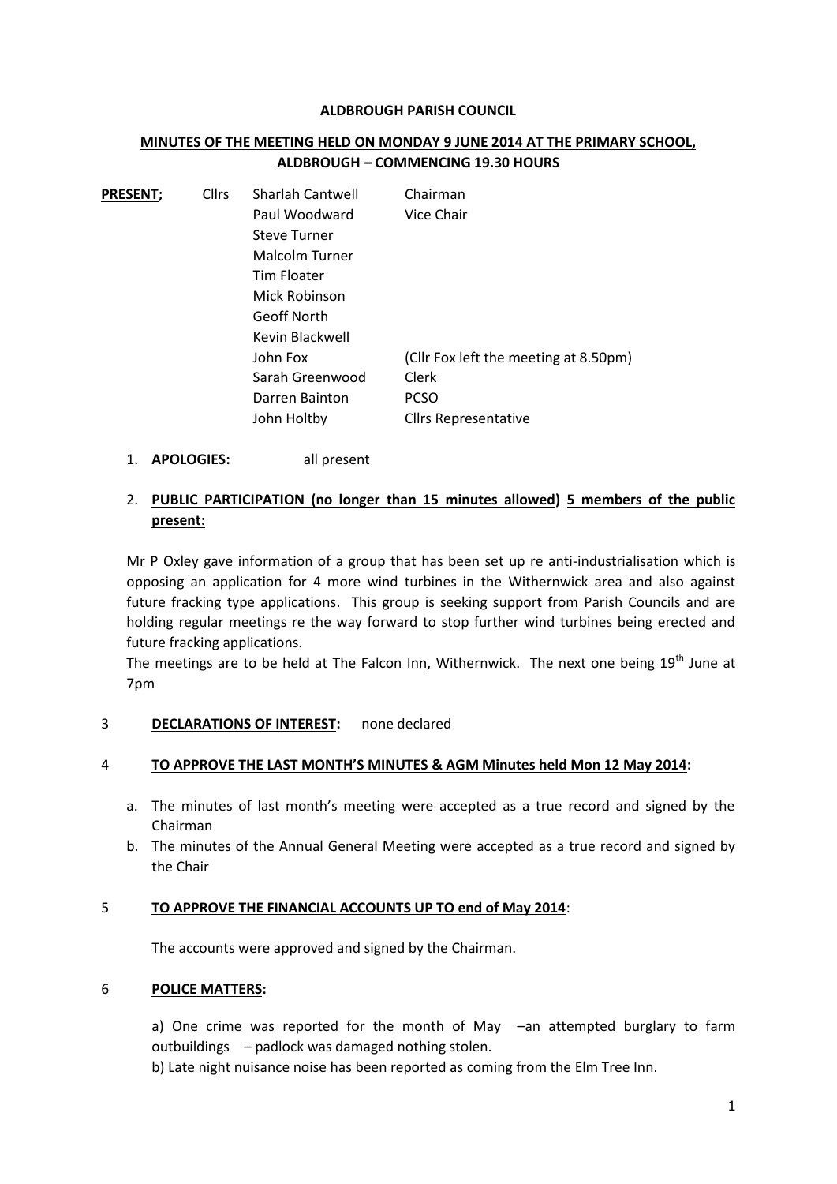**ALDBROUGH PARISH COUNCIL**

**MINUTES OF THE MEETING HELD ON MONDAY 9 JUNE 2014 AT THE PRIMARY SCHOOL, ALDBROUGH – COMMENCING 19.30 HOURS**

| **PRESENT;** | Cllrs | Sharlah Cantwell | Chairman |
|---|---|---|---|
| | | Paul Woodward | Vice Chair |
| | | Steve Turner | |
| | | Malcolm Turner | |
| | | Tim Floater | |
| | | Mick Robinson | |
| | | Geoff North | |
| | | Kevin Blackwell | |
| | | John Fox | (Cllr Fox left the meeting at 8.50pm) |
| | | Sarah Greenwood | Clerk |
| | | Darren Bainton | PCSO |
| | | John Holtby | Cllrs Representative |

1. **APOLOGIES:** all present

2. **PUBLIC PARTICIPATION (no longer than 15 minutes allowed) 5 members of the public present:**

Mr P Oxley gave information of a group that has been set up re anti-industrialisation which is opposing an application for 4 more wind turbines in the Withernwick area and also against future fracking type applications. This group is seeking support from Parish Councils and are holding regular meetings re the way forward to stop further wind turbines being erected and future fracking applications.

The meetings are to be held at The Falcon Inn, Withernwick. The next one being 19th June at 7pm

3 **DECLARATIONS OF INTEREST:** none declared

4 **TO APPROVE THE LAST MONTH'S MINUTES & AGM Minutes held Mon 12 May 2014:**

a. The minutes of last month's meeting were accepted as a true record and signed by the Chairman
b. The minutes of the Annual General Meeting were accepted as a true record and signed by the Chair

5 **TO APPROVE THE FINANCIAL ACCOUNTS UP TO end of May 2014**:

The accounts were approved and signed by the Chairman.

6 **POLICE MATTERS:**

a) One crime was reported for the month of May –an attempted burglary to farm outbuildings – padlock was damaged nothing stolen.
b) Late night nuisance noise has been reported as coming from the Elm Tree Inn.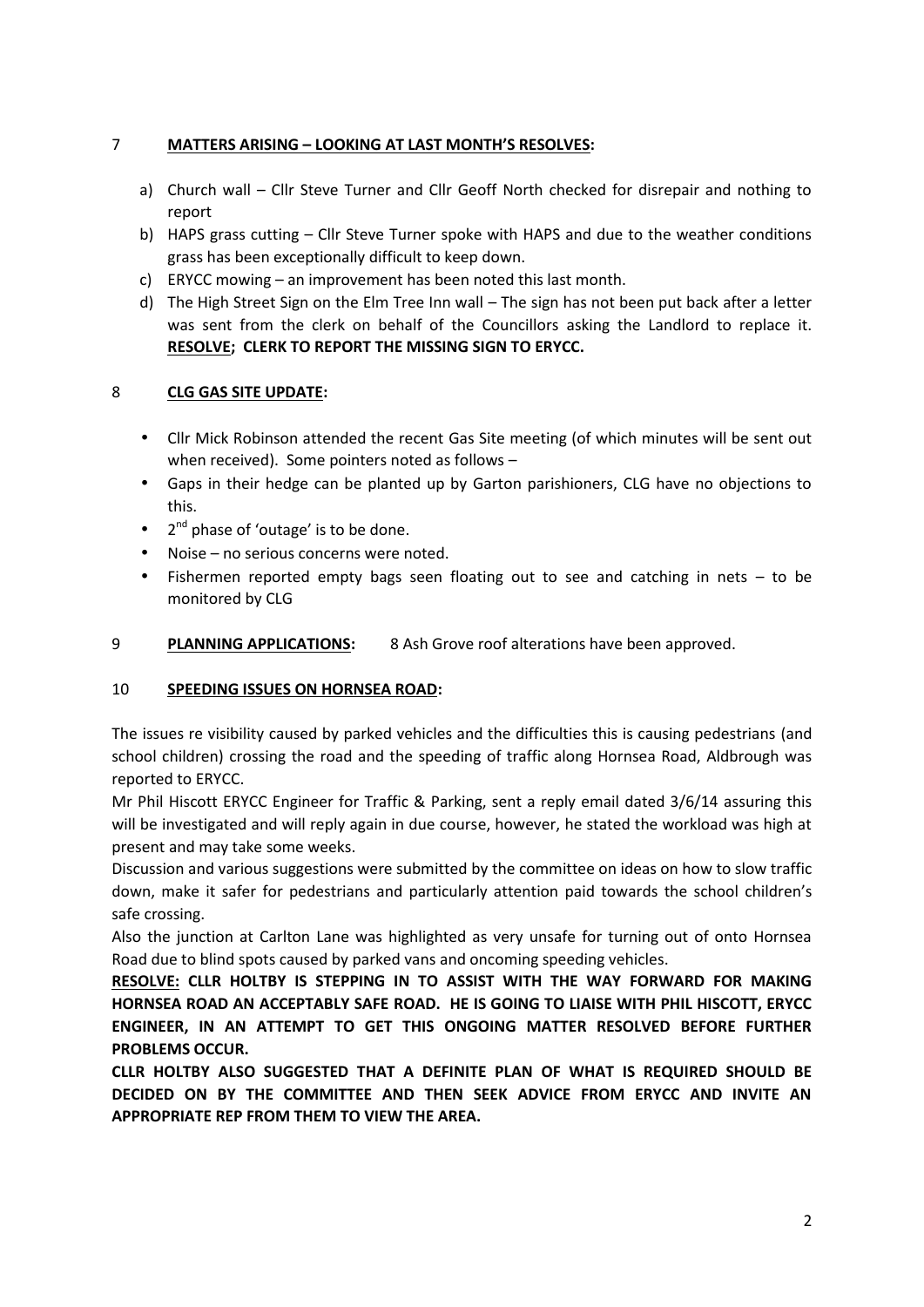## 7 **MATTERS ARISING – LOOKING AT LAST MONTH'S RESOLVES:**

a) Church wall – Cllr Steve Turner and Cllr Geoff North checked for disrepair and nothing to report
b) HAPS grass cutting – Cllr Steve Turner spoke with HAPS and due to the weather conditions grass has been exceptionally difficult to keep down.
c) ERYCC mowing – an improvement has been noted this last month.
d) The High Street Sign on the Elm Tree Inn wall – The sign has not been put back after a letter was sent from the clerk on behalf of the Councillors asking the Landlord to replace it. **RESOLVE; CLERK TO REPORT THE MISSING SIGN TO ERYCC.**

## 8 **CLG GAS SITE UPDATE:**

- Cllr Mick Robinson attended the recent Gas Site meeting (of which minutes will be sent out when received). Some pointers noted as follows –
- Gaps in their hedge can be planted up by Garton parishioners, CLG have no objections to this.
- 2nd phase of 'outage' is to be done.
- Noise – no serious concerns were noted.
- Fishermen reported empty bags seen floating out to see and catching in nets – to be monitored by CLG

## 9 **PLANNING APPLICATIONS:** 8 Ash Grove roof alterations have been approved.

## 10 **SPEEDING ISSUES ON HORNSEA ROAD:**

The issues re visibility caused by parked vehicles and the difficulties this is causing pedestrians (and school children) crossing the road and the speeding of traffic along Hornsea Road, Aldbrough was reported to ERYCC.

Mr Phil Hiscott ERYCC Engineer for Traffic & Parking, sent a reply email dated 3/6/14 assuring this will be investigated and will reply again in due course, however, he stated the workload was high at present and may take some weeks.

Discussion and various suggestions were submitted by the committee on ideas on how to slow traffic down, make it safer for pedestrians and particularly attention paid towards the school children's safe crossing.

Also the junction at Carlton Lane was highlighted as very unsafe for turning out of onto Hornsea Road due to blind spots caused by parked vans and oncoming speeding vehicles.

**RESOLVE: CLLR HOLTBY IS STEPPING IN TO ASSIST WITH THE WAY FORWARD FOR MAKING HORNSEA ROAD AN ACCEPTABLY SAFE ROAD. HE IS GOING TO LIAISE WITH PHIL HISCOTT, ERYCC ENGINEER, IN AN ATTEMPT TO GET THIS ONGOING MATTER RESOLVED BEFORE FURTHER PROBLEMS OCCUR.**

**CLLR HOLTBY ALSO SUGGESTED THAT A DEFINITE PLAN OF WHAT IS REQUIRED SHOULD BE DECIDED ON BY THE COMMITTEE AND THEN SEEK ADVICE FROM ERYCC AND INVITE AN APPROPRIATE REP FROM THEM TO VIEW THE AREA.**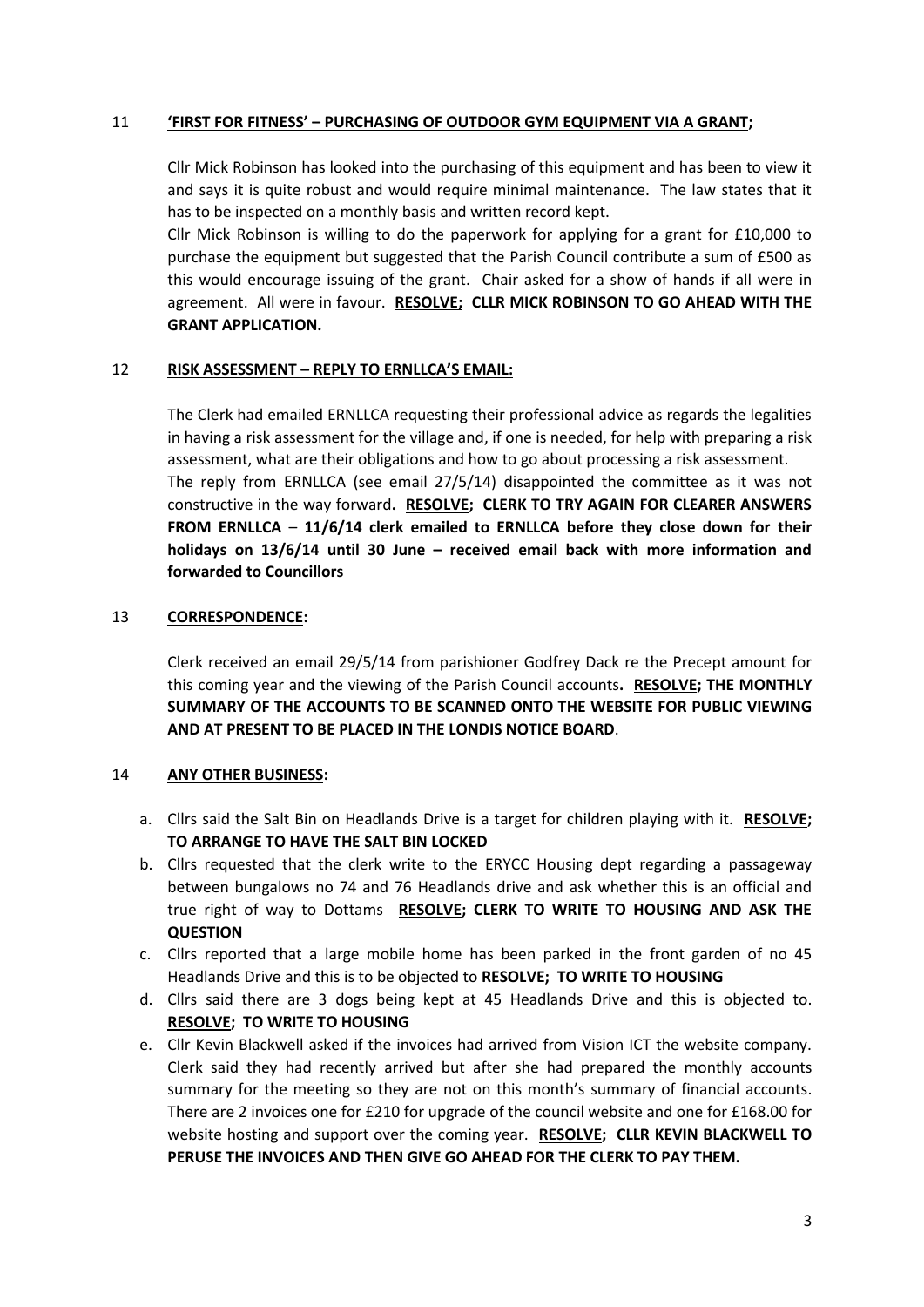## 11 **'FIRST FOR FITNESS' – PURCHASING OF OUTDOOR GYM EQUIPMENT VIA A GRANT;**

Cllr Mick Robinson has looked into the purchasing of this equipment and has been to view it and says it is quite robust and would require minimal maintenance. The law states that it has to be inspected on a monthly basis and written record kept.

Cllr Mick Robinson is willing to do the paperwork for applying for a grant for £10,000 to purchase the equipment but suggested that the Parish Council contribute a sum of £500 as this would encourage issuing of the grant. Chair asked for a show of hands if all were in agreement. All were in favour. **RESOLVE; CLLR MICK ROBINSON TO GO AHEAD WITH THE GRANT APPLICATION.**

## 12 **RISK ASSESSMENT – REPLY TO ERNLLCA'S EMAIL:**

The Clerk had emailed ERNLLCA requesting their professional advice as regards the legalities in having a risk assessment for the village and, if one is needed, for help with preparing a risk assessment, what are their obligations and how to go about processing a risk assessment.

The reply from ERNLLCA (see email 27/5/14) disappointed the committee as it was not constructive in the way forward**. RESOLVE; CLERK TO TRY AGAIN FOR CLEARER ANSWERS FROM ERNLLCA** – **11/6/14 clerk emailed to ERNLLCA before they close down for their holidays on 13/6/14 until 30 June – received email back with more information and forwarded to Councillors**

## 13 **CORRESPONDENCE:**

Clerk received an email 29/5/14 from parishioner Godfrey Dack re the Precept amount for this coming year and the viewing of the Parish Council accounts**. RESOLVE; THE MONTHLY SUMMARY OF THE ACCOUNTS TO BE SCANNED ONTO THE WEBSITE FOR PUBLIC VIEWING AND AT PRESENT TO BE PLACED IN THE LONDIS NOTICE BOARD**.

## 14 **ANY OTHER BUSINESS:**

a. Cllrs said the Salt Bin on Headlands Drive is a target for children playing with it. **RESOLVE; TO ARRANGE TO HAVE THE SALT BIN LOCKED**
b. Cllrs requested that the clerk write to the ERYCC Housing dept regarding a passageway between bungalows no 74 and 76 Headlands drive and ask whether this is an official and true right of way to Dottams **RESOLVE; CLERK TO WRITE TO HOUSING AND ASK THE QUESTION**
c. Cllrs reported that a large mobile home has been parked in the front garden of no 45 Headlands Drive and this is to be objected to **RESOLVE; TO WRITE TO HOUSING**
d. Cllrs said there are 3 dogs being kept at 45 Headlands Drive and this is objected to. **RESOLVE; TO WRITE TO HOUSING**
e. Cllr Kevin Blackwell asked if the invoices had arrived from Vision ICT the website company. Clerk said they had recently arrived but after she had prepared the monthly accounts summary for the meeting so they are not on this month's summary of financial accounts. There are 2 invoices one for £210 for upgrade of the council website and one for £168.00 for website hosting and support over the coming year. **RESOLVE; CLLR KEVIN BLACKWELL TO PERUSE THE INVOICES AND THEN GIVE GO AHEAD FOR THE CLERK TO PAY THEM.**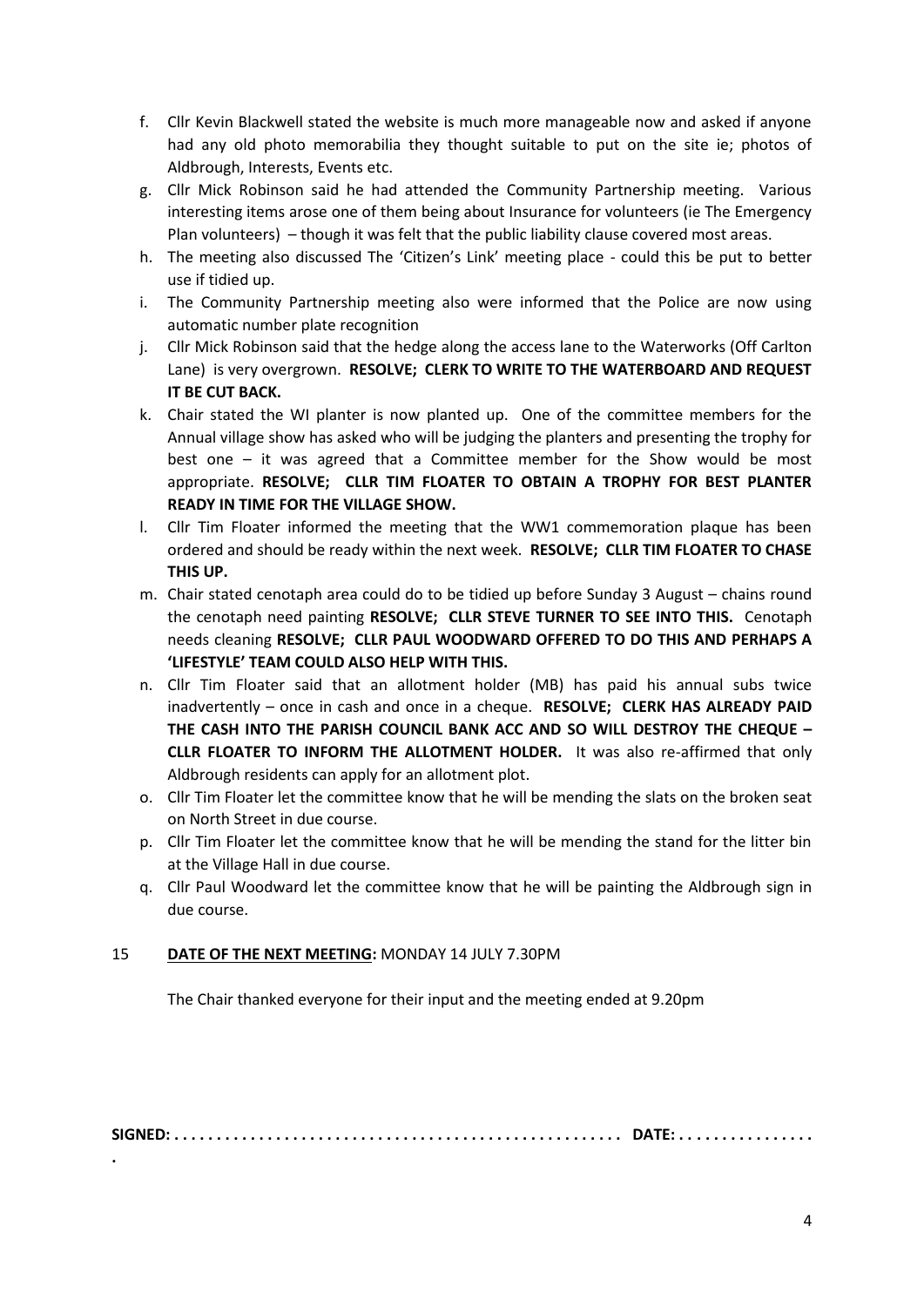f. Cllr Kevin Blackwell stated the website is much more manageable now and asked if anyone had any old photo memorabilia they thought suitable to put on the site ie; photos of Aldbrough, Interests, Events etc.

g. Cllr Mick Robinson said he had attended the Community Partnership meeting. Various interesting items arose one of them being about Insurance for volunteers (ie The Emergency Plan volunteers) – though it was felt that the public liability clause covered most areas.

h. The meeting also discussed The 'Citizen's Link' meeting place - could this be put to better use if tidied up.

i. The Community Partnership meeting also were informed that the Police are now using automatic number plate recognition

j. Cllr Mick Robinson said that the hedge along the access lane to the Waterworks (Off Carlton Lane) is very overgrown. **RESOLVE; CLERK TO WRITE TO THE WATERBOARD AND REQUEST IT BE CUT BACK.**

k. Chair stated the WI planter is now planted up. One of the committee members for the Annual village show has asked who will be judging the planters and presenting the trophy for best one – it was agreed that a Committee member for the Show would be most appropriate. **RESOLVE; CLLR TIM FLOATER TO OBTAIN A TROPHY FOR BEST PLANTER READY IN TIME FOR THE VILLAGE SHOW.**

l. Cllr Tim Floater informed the meeting that the WW1 commemoration plaque has been ordered and should be ready within the next week. **RESOLVE; CLLR TIM FLOATER TO CHASE THIS UP.**

m. Chair stated cenotaph area could do to be tidied up before Sunday 3 August – chains round the cenotaph need painting **RESOLVE; CLLR STEVE TURNER TO SEE INTO THIS.** Cenotaph needs cleaning **RESOLVE; CLLR PAUL WOODWARD OFFERED TO DO THIS AND PERHAPS A 'LIFESTYLE' TEAM COULD ALSO HELP WITH THIS.**

n. Cllr Tim Floater said that an allotment holder (MB) has paid his annual subs twice inadvertently – once in cash and once in a cheque. **RESOLVE; CLERK HAS ALREADY PAID THE CASH INTO THE PARISH COUNCIL BANK ACC AND SO WILL DESTROY THE CHEQUE – CLLR FLOATER TO INFORM THE ALLOTMENT HOLDER.** It was also re-affirmed that only Aldbrough residents can apply for an allotment plot.

o. Cllr Tim Floater let the committee know that he will be mending the slats on the broken seat on North Street in due course.

p. Cllr Tim Floater let the committee know that he will be mending the stand for the litter bin at the Village Hall in due course.

q. Cllr Paul Woodward let the committee know that he will be painting the Aldbrough sign in due course.

15 **DATE OF THE NEXT MEETING:** MONDAY 14 JULY 7.30PM

The Chair thanked everyone for their input and the meeting ended at 9.20pm

**SIGNED: . . . . . . . . . . . . . . . . . . . . . . . . . . . . . . . . . . . . . . . . . . . . . . . . . . . . DATE: . . . . . . . . . . . . . . . . .**